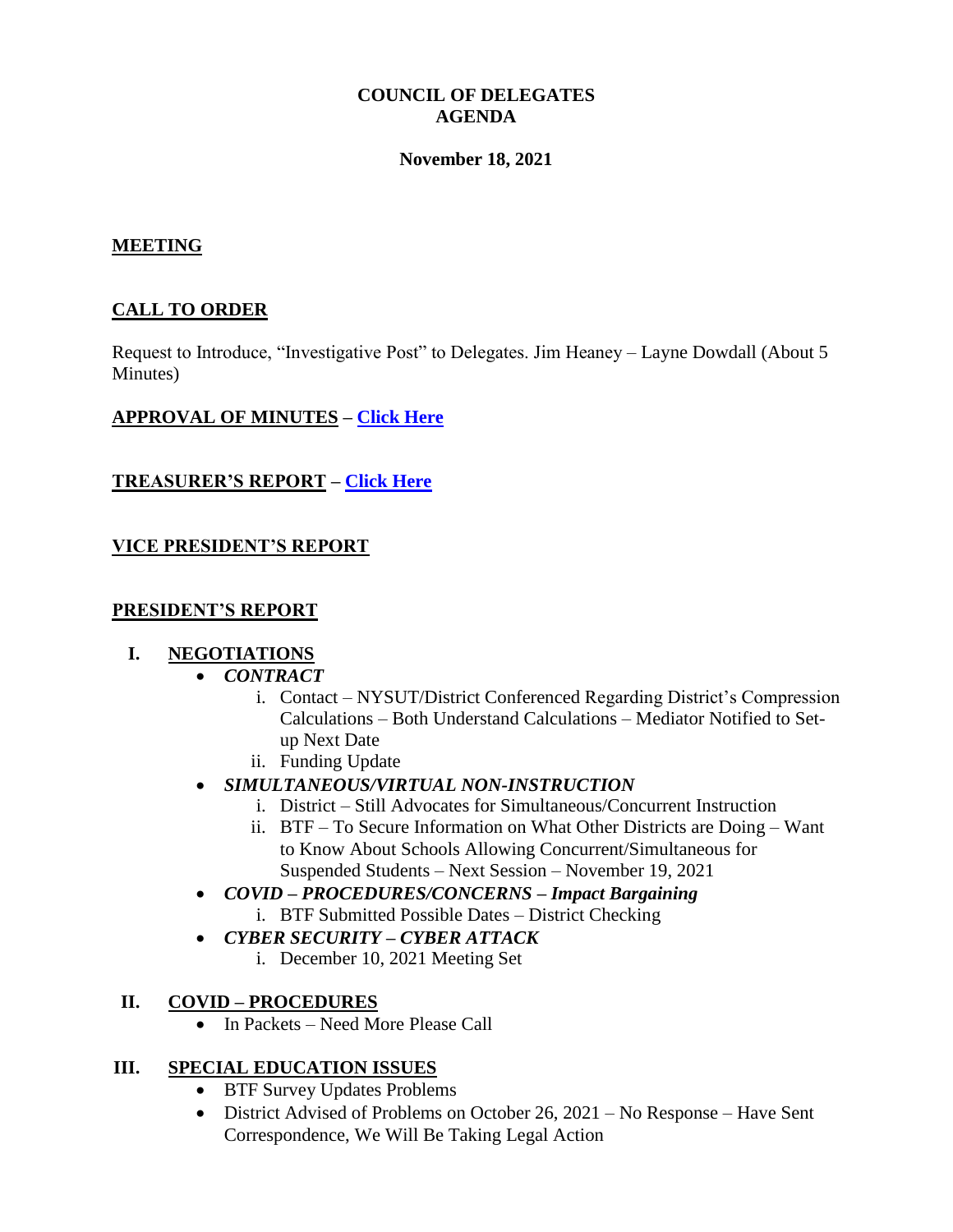# COUNCIL OF DELEGATES AGENDA

**November 18, 2021**

## MEETING

## CALL TO ORDER

Request to Introduce, "Investigative Post" to Delegates. Jim Heaney – Layne Dowdall (About 5 Minutes)

## APPROVAL OF MINUTES – Click Here

## TREASURER'S REPORT – Click Here

## VICE PRESIDENT'S REPORT

## PRESIDENT'S REPORT

**I. NEGOTIATIONS**

- ***CONTRACT***
  - i. Contact – NYSUT/District Conferenced Regarding District's Compression Calculations – Both Understand Calculations – Mediator Notified to Set-up Next Date
  - ii. Funding Update
- ***SIMULTANEOUS/VIRTUAL NON-INSTRUCTION***
  - i. District – Still Advocates for Simultaneous/Concurrent Instruction
  - ii. BTF – To Secure Information on What Other Districts are Doing – Want to Know About Schools Allowing Concurrent/Simultaneous for Suspended Students – Next Session – November 19, 2021
- ***COVID – PROCEDURES/CONCERNS – Impact Bargaining***
  - i. BTF Submitted Possible Dates – District Checking
- ***CYBER SECURITY – CYBER ATTACK***
  - i. December 10, 2021 Meeting Set

**II. COVID – PROCEDURES**

- In Packets – Need More Please Call

**III. SPECIAL EDUCATION ISSUES**

- BTF Survey Updates Problems
- District Advised of Problems on October 26, 2021 – No Response – Have Sent Correspondence, We Will Be Taking Legal Action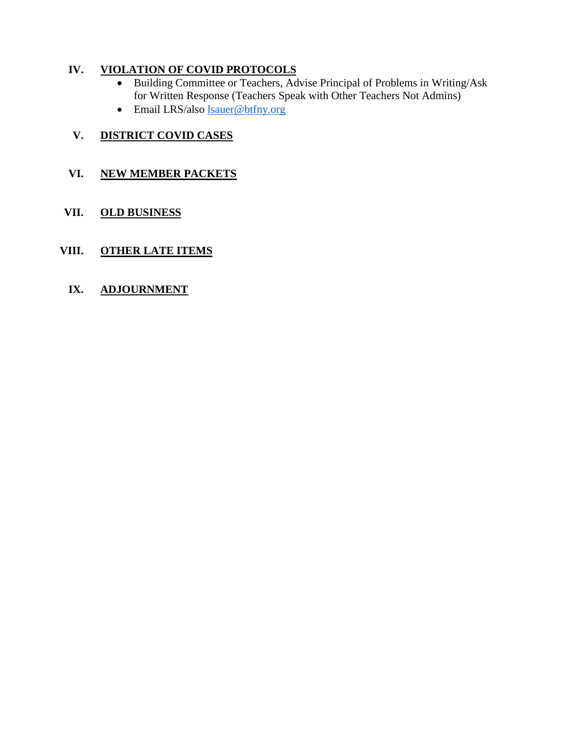## IV. VIOLATION OF COVID PROTOCOLS

- Building Committee or Teachers, Advise Principal of Problems in Writing/Ask for Written Response (Teachers Speak with Other Teachers Not Admins)
- Email LRS/also [lsauer@btfny.org](mailto:lsauer@btfny.org)

## V. DISTRICT COVID CASES

## VI. NEW MEMBER PACKETS

## VII. OLD BUSINESS

## VIII. OTHER LATE ITEMS

## IX. ADJOURNMENT